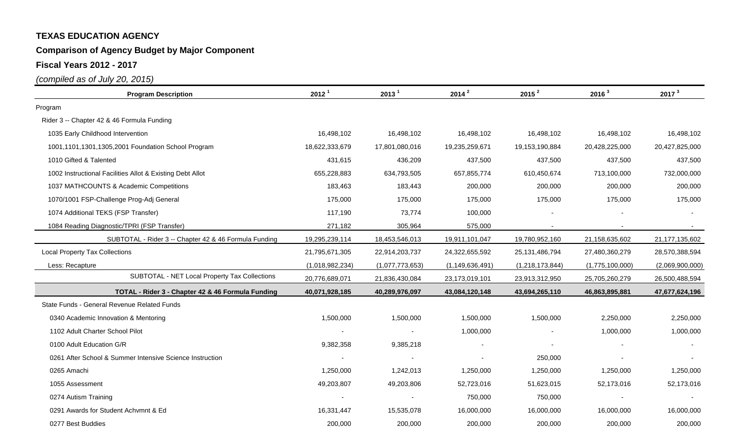**TEXAS EDUCATION AGENCY**

**Comparison of Agency Budget by Major Component**

**Fiscal Years 2012 - 2017**

*(compiled as of July 20, 2015)*

| Program Description | 2012 [1] | 2013 [1] | 2014 [2] | 2015 [2] | 2016 [3] | 2017 [3] |
|---|---|---|---|---|---|---|
| Program | | | | | | |
| Rider 3 -- Chapter 42 & 46 Formula Funding | | | | | | |
| 1035 Early Childhood Intervention | 16,498,102 | 16,498,102 | 16,498,102 | 16,498,102 | 16,498,102 | 16,498,102 |
| 1001,1101,1301,1305,2001 Foundation School Program | 18,622,333,679 | 17,801,080,016 | 19,235,259,671 | 19,153,190,884 | 20,428,225,000 | 20,427,825,000 |
| 1010 Gifted & Talented | 431,615 | 436,209 | 437,500 | 437,500 | 437,500 | 437,500 |
| 1002 Instructional Facilities Allot & Existing Debt Allot | 655,228,883 | 634,793,505 | 657,855,774 | 610,450,674 | 713,100,000 | 732,000,000 |
| 1037 MATHCOUNTS & Academic Competitions | 183,463 | 183,443 | 200,000 | 200,000 | 200,000 | 200,000 |
| 1070/1001 FSP-Challenge Prog-Adj General | 175,000 | 175,000 | 175,000 | 175,000 | 175,000 | 175,000 |
| 1074 Additional TEKS (FSP Transfer) | 117,190 | 73,774 | 100,000 | - | - | - |
| 1084 Reading Diagnostic/TPRI (FSP Transfer) | 271,182 | 305,964 | 575,000 | - | - | - |
| SUBTOTAL - Rider 3 -- Chapter 42 & 46 Formula Funding | 19,295,239,114 | 18,453,546,013 | 19,911,101,047 | 19,780,952,160 | 21,158,635,602 | 21,177,135,602 |
| Local Property Tax Collections | 21,795,671,305 | 22,914,203,737 | 24,322,655,592 | 25,131,486,794 | 27,480,360,279 | 28,570,388,594 |
| Less: Recapture | (1,018,982,234) | (1,077,773,653) | (1,149,636,491) | (1,218,173,844) | (1,775,100,000) | (2,069,900,000) |
| SUBTOTAL - NET Local Property Tax Collections | 20,776,689,071 | 21,836,430,084 | 23,173,019,101 | 23,913,312,950 | 25,705,260,279 | 26,500,488,594 |
| **TOTAL - Rider 3 - Chapter 42 & 46 Formula Funding** | **40,071,928,185** | **40,289,976,097** | **43,084,120,148** | **43,694,265,110** | **46,863,895,881** | **47,677,624,196** |
| State Funds - General Revenue Related Funds | | | | | | |
| 0340 Academic Innovation & Mentoring | 1,500,000 | 1,500,000 | 1,500,000 | 1,500,000 | 2,250,000 | 2,250,000 |
| 1102 Adult Charter School Pilot | - | - | 1,000,000 | - | 1,000,000 | 1,000,000 |
| 0100 Adult Education G/R | 9,382,358 | 9,385,218 | - | - | - | - |
| 0261 After School & Summer Intensive Science Instruction | - | - | - | 250,000 | - | - |
| 0265 Amachi | 1,250,000 | 1,242,013 | 1,250,000 | 1,250,000 | 1,250,000 | 1,250,000 |
| 1055 Assessment | 49,203,807 | 49,203,806 | 52,723,016 | 51,623,015 | 52,173,016 | 52,173,016 |
| 0274 Autism Training | - | - | 750,000 | 750,000 | - | - |
| 0291 Awards for Student Achvmnt & Ed | 16,331,447 | 15,535,078 | 16,000,000 | 16,000,000 | 16,000,000 | 16,000,000 |
| 0277 Best Buddies | 200,000 | 200,000 | 200,000 | 200,000 | 200,000 | 200,000 |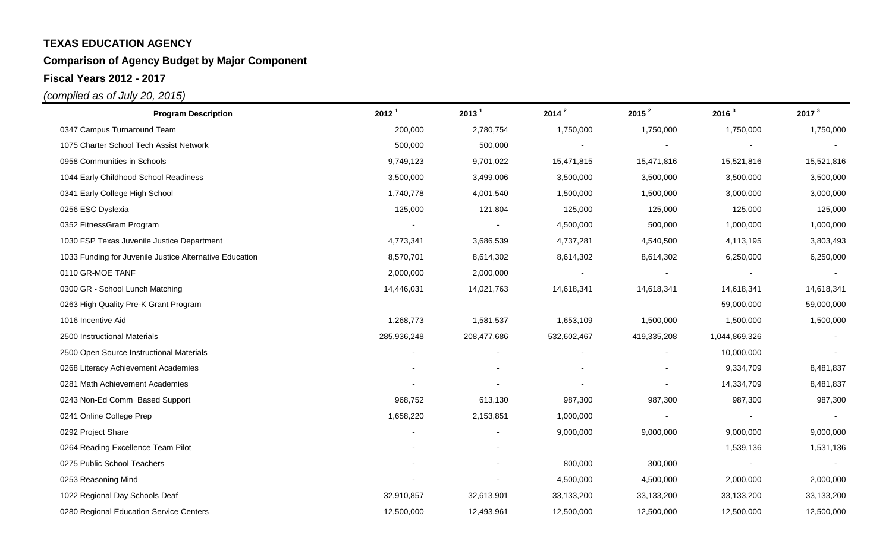**TEXAS EDUCATION AGENCY**

**Comparison of Agency Budget by Major Component**

**Fiscal Years 2012 - 2017**

*(compiled as of July 20, 2015)*

| Program Description | 2012 [1] | 2013 [1] | 2014 [2] | 2015 [2] | 2016 [3] | 2017 [3] |
|---|---|---|---|---|---|---|
| 0347 Campus Turnaround Team | 200,000 | 2,780,754 | 1,750,000 | 1,750,000 | 1,750,000 | 1,750,000 |
| 1075 Charter School Tech Assist Network | 500,000 | 500,000 | - | - | - | - |
| 0958 Communities in Schools | 9,749,123 | 9,701,022 | 15,471,815 | 15,471,816 | 15,521,816 | 15,521,816 |
| 1044 Early Childhood School Readiness | 3,500,000 | 3,499,006 | 3,500,000 | 3,500,000 | 3,500,000 | 3,500,000 |
| 0341 Early College High School | 1,740,778 | 4,001,540 | 1,500,000 | 1,500,000 | 3,000,000 | 3,000,000 |
| 0256 ESC Dyslexia | 125,000 | 121,804 | 125,000 | 125,000 | 125,000 | 125,000 |
| 0352 FitnessGram Program | - | - | 4,500,000 | 500,000 | 1,000,000 | 1,000,000 |
| 1030 FSP Texas Juvenile Justice Department | 4,773,341 | 3,686,539 | 4,737,281 | 4,540,500 | 4,113,195 | 3,803,493 |
| 1033 Funding for Juvenile Justice Alternative Education | 8,570,701 | 8,614,302 | 8,614,302 | 8,614,302 | 6,250,000 | 6,250,000 |
| 0110 GR-MOE TANF | 2,000,000 | 2,000,000 | - | - | - | - |
| 0300 GR - School Lunch Matching | 14,446,031 | 14,021,763 | 14,618,341 | 14,618,341 | 14,618,341 | 14,618,341 |
| 0263 High Quality Pre-K Grant Program | | | | | 59,000,000 | 59,000,000 |
| 1016 Incentive Aid | 1,268,773 | 1,581,537 | 1,653,109 | 1,500,000 | 1,500,000 | 1,500,000 |
| 2500 Instructional Materials | 285,936,248 | 208,477,686 | 532,602,467 | 419,335,208 | 1,044,869,326 | - |
| 2500 Open Source Instructional Materials | - | - | - | - | 10,000,000 | - |
| 0268 Literacy Achievement Academies | - | - | - | - | 9,334,709 | 8,481,837 |
| 0281 Math Achievement Academies | - | - | - | - | 14,334,709 | 8,481,837 |
| 0243 Non-Ed Comm Based Support | 968,752 | 613,130 | 987,300 | 987,300 | 987,300 | 987,300 |
| 0241 Online College Prep | 1,658,220 | 2,153,851 | 1,000,000 | - | - | - |
| 0292 Project Share | - | - | 9,000,000 | 9,000,000 | 9,000,000 | 9,000,000 |
| 0264 Reading Excellence Team Pilot | - | - | | | 1,539,136 | 1,531,136 |
| 0275 Public School Teachers | - | - | 800,000 | 300,000 | - | - |
| 0253 Reasoning Mind | - | - | 4,500,000 | 4,500,000 | 2,000,000 | 2,000,000 |
| 1022 Regional Day Schools Deaf | 32,910,857 | 32,613,901 | 33,133,200 | 33,133,200 | 33,133,200 | 33,133,200 |
| 0280 Regional Education Service Centers | 12,500,000 | 12,493,961 | 12,500,000 | 12,500,000 | 12,500,000 | 12,500,000 |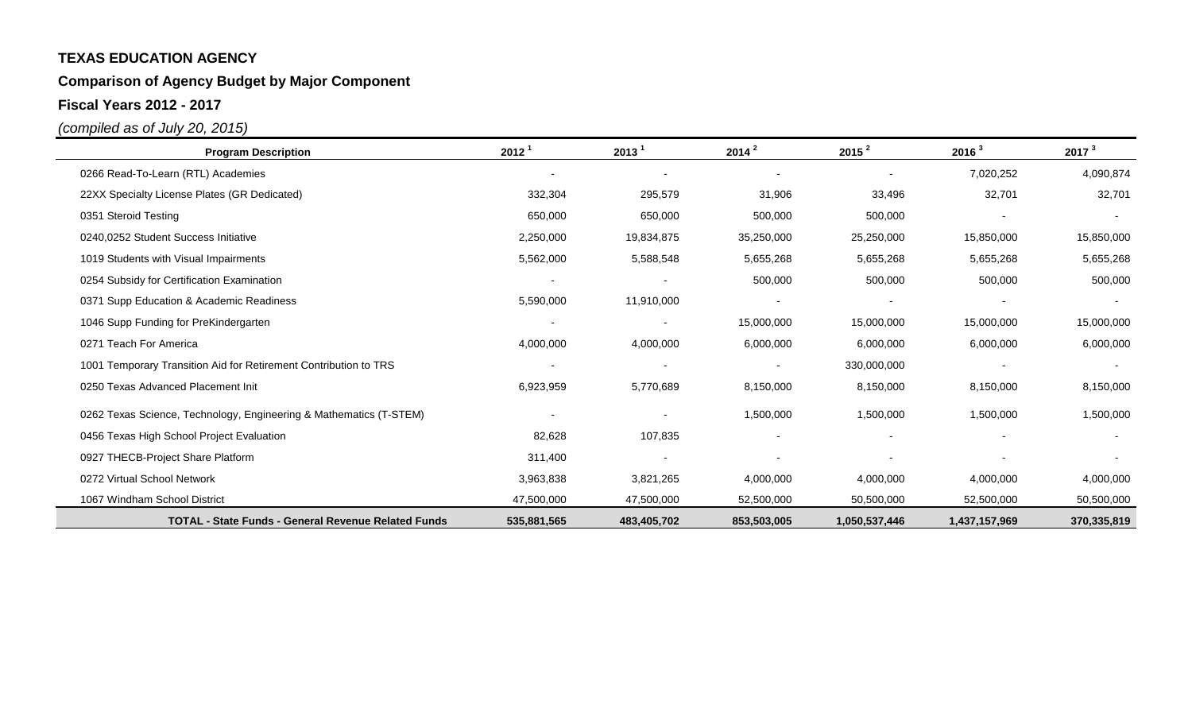**TEXAS EDUCATION AGENCY**

**Comparison of Agency Budget by Major Component**

**Fiscal Years 2012 - 2017**

*(compiled as of July 20, 2015)*

| Program Description | 2012 [1] | 2013 [1] | 2014 [2] | 2015 [2] | 2016 [3] | 2017 [3] |
|---|---|---|---|---|---|---|
| 0266 Read-To-Learn (RTL) Academies | - | - | - | - | 7,020,252 | 4,090,874 |
| 22XX Specialty License Plates (GR Dedicated) | 332,304 | 295,579 | 31,906 | 33,496 | 32,701 | 32,701 |
| 0351 Steroid Testing | 650,000 | 650,000 | 500,000 | 500,000 | - | - |
| 0240,0252 Student Success Initiative | 2,250,000 | 19,834,875 | 35,250,000 | 25,250,000 | 15,850,000 | 15,850,000 |
| 1019 Students with Visual Impairments | 5,562,000 | 5,588,548 | 5,655,268 | 5,655,268 | 5,655,268 | 5,655,268 |
| 0254 Subsidy for Certification Examination | - | - | 500,000 | 500,000 | 500,000 | 500,000 |
| 0371 Supp Education & Academic Readiness | 5,590,000 | 11,910,000 | - | - | - | - |
| 1046 Supp Funding for PreKindergarten | - | - | 15,000,000 | 15,000,000 | 15,000,000 | 15,000,000 |
| 0271 Teach For America | 4,000,000 | 4,000,000 | 6,000,000 | 6,000,000 | 6,000,000 | 6,000,000 |
| 1001 Temporary Transition Aid for Retirement Contribution to TRS | - | - | - | 330,000,000 | - | - |
| 0250 Texas Advanced Placement Init | 6,923,959 | 5,770,689 | 8,150,000 | 8,150,000 | 8,150,000 | 8,150,000 |
| 0262 Texas Science, Technology, Engineering & Mathematics (T-STEM) | - | - | 1,500,000 | 1,500,000 | 1,500,000 | 1,500,000 |
| 0456 Texas High School Project Evaluation | 82,628 | 107,835 | - | - | - | - |
| 0927 THECB-Project Share Platform | 311,400 | - | - | - | - | - |
| 0272 Virtual School Network | 3,963,838 | 3,821,265 | 4,000,000 | 4,000,000 | 4,000,000 | 4,000,000 |
| 1067 Windham School District | 47,500,000 | 47,500,000 | 52,500,000 | 50,500,000 | 52,500,000 | 50,500,000 |
| **TOTAL - State Funds - General Revenue Related Funds** | **535,881,565** | **483,405,702** | **853,503,005** | **1,050,537,446** | **1,437,157,969** | **370,335,819** |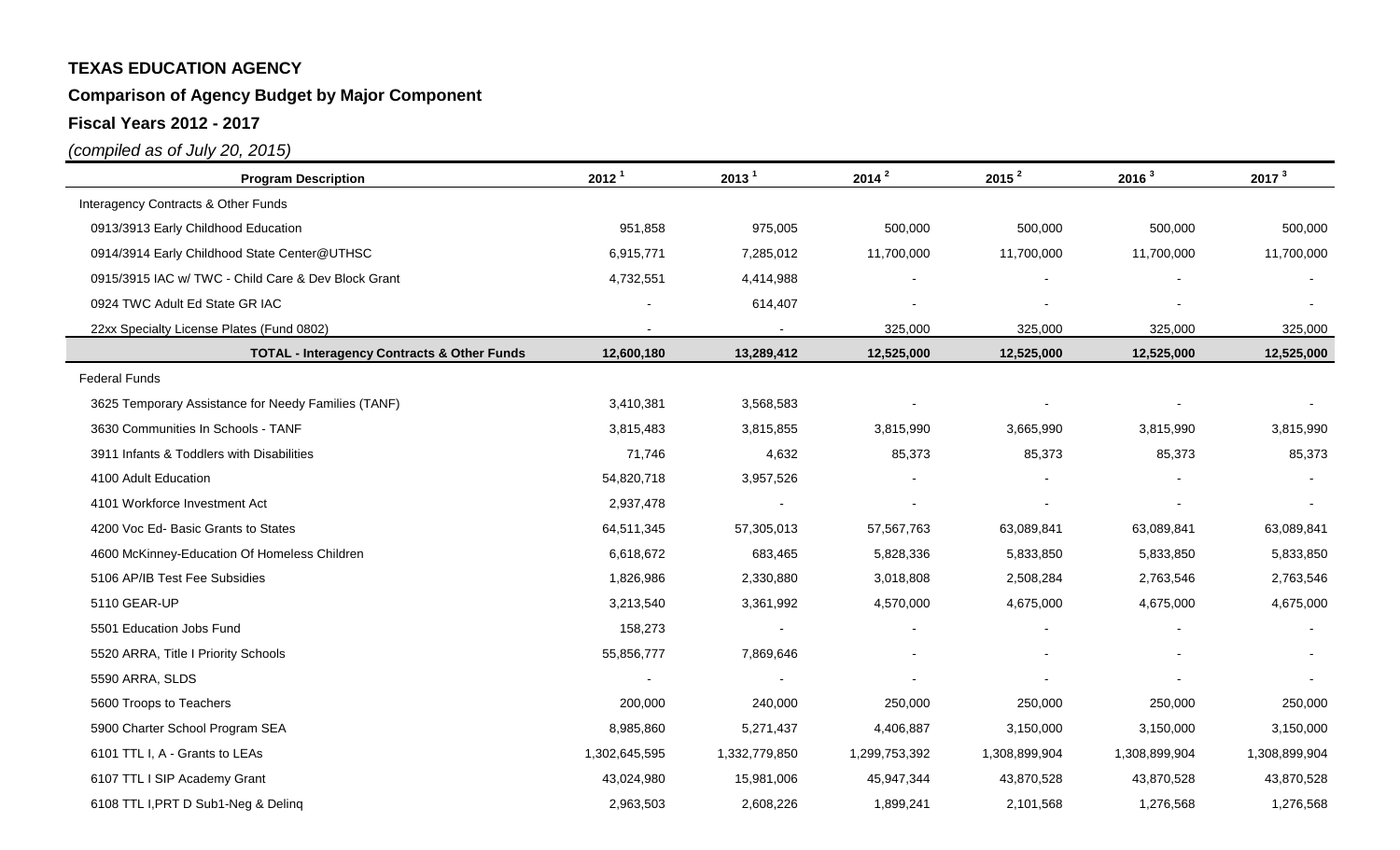**TEXAS EDUCATION AGENCY**

**Comparison of Agency Budget by Major Component**

**Fiscal Years 2012 - 2017**

*(compiled as of July 20, 2015)*

| Program Description | 2012 [1] | 2013 [1] | 2014 [2] | 2015 [2] | 2016 [3] | 2017 [3] |
|---|---|---|---|---|---|---|
| Interagency Contracts & Other Funds | | | | | | |
| 0913/3913 Early Childhood Education | 951,858 | 975,005 | 500,000 | 500,000 | 500,000 | 500,000 |
| 0914/3914 Early Childhood State Center@UTHSC | 6,915,771 | 7,285,012 | 11,700,000 | 11,700,000 | 11,700,000 | 11,700,000 |
| 0915/3915 IAC w/ TWC - Child Care & Dev Block Grant | 4,732,551 | 4,414,988 | - | - | - | - |
| 0924 TWC Adult Ed State GR IAC | - | 614,407 | - | - | - | - |
| 22xx Specialty License Plates (Fund 0802) | - | - | 325,000 | 325,000 | 325,000 | 325,000 |
| **TOTAL - Interagency Contracts & Other Funds** | **12,600,180** | **13,289,412** | **12,525,000** | **12,525,000** | **12,525,000** | **12,525,000** |
| Federal Funds | | | | | | |
| 3625 Temporary Assistance for Needy Families (TANF) | 3,410,381 | 3,568,583 | - | - | - | - |
| 3630 Communities In Schools - TANF | 3,815,483 | 3,815,855 | 3,815,990 | 3,665,990 | 3,815,990 | 3,815,990 |
| 3911 Infants & Toddlers with Disabilities | 71,746 | 4,632 | 85,373 | 85,373 | 85,373 | 85,373 |
| 4100 Adult Education | 54,820,718 | 3,957,526 | - | - | - | - |
| 4101 Workforce Investment Act | 2,937,478 | - | - | - | - | - |
| 4200 Voc Ed- Basic Grants to States | 64,511,345 | 57,305,013 | 57,567,763 | 63,089,841 | 63,089,841 | 63,089,841 |
| 4600 McKinney-Education Of Homeless Children | 6,618,672 | 683,465 | 5,828,336 | 5,833,850 | 5,833,850 | 5,833,850 |
| 5106 AP/IB Test Fee Subsidies | 1,826,986 | 2,330,880 | 3,018,808 | 2,508,284 | 2,763,546 | 2,763,546 |
| 5110 GEAR-UP | 3,213,540 | 3,361,992 | 4,570,000 | 4,675,000 | 4,675,000 | 4,675,000 |
| 5501 Education Jobs Fund | 158,273 | - | - | - | - | - |
| 5520 ARRA, Title I Priority Schools | 55,856,777 | 7,869,646 | - | - | - | - |
| 5590 ARRA, SLDS | - | - | - | - | - | - |
| 5600 Troops to Teachers | 200,000 | 240,000 | 250,000 | 250,000 | 250,000 | 250,000 |
| 5900 Charter School Program SEA | 8,985,860 | 5,271,437 | 4,406,887 | 3,150,000 | 3,150,000 | 3,150,000 |
| 6101 TTL I, A - Grants to LEAs | 1,302,645,595 | 1,332,779,850 | 1,299,753,392 | 1,308,899,904 | 1,308,899,904 | 1,308,899,904 |
| 6107 TTL I SIP Academy Grant | 43,024,980 | 15,981,006 | 45,947,344 | 43,870,528 | 43,870,528 | 43,870,528 |
| 6108 TTL I,PRT D Sub1-Neg & Delinq | 2,963,503 | 2,608,226 | 1,899,241 | 2,101,568 | 1,276,568 | 1,276,568 |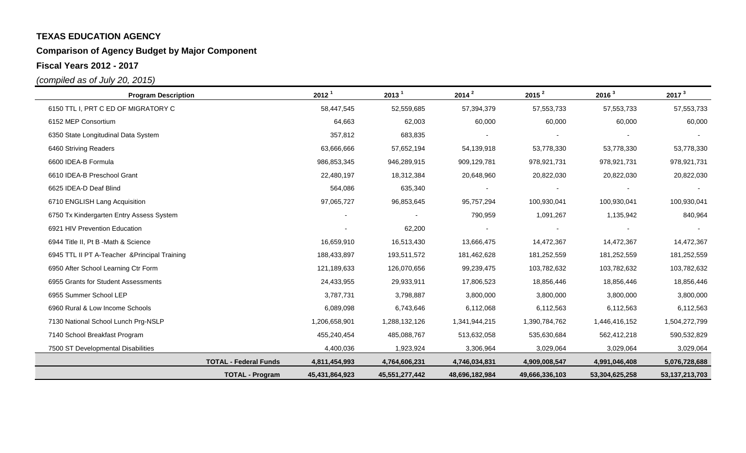**TEXAS EDUCATION AGENCY**

**Comparison of Agency Budget by Major Component**

**Fiscal Years 2012 - 2017**

*(compiled as of July 20, 2015)*

| Program Description | 2012 [1] | 2013 [1] | 2014 [2] | 2015 [2] | 2016 [3] | 2017 [3] |
|---|---|---|---|---|---|---|
| 6150 TTL I, PRT C ED OF MIGRATORY C | 58,447,545 | 52,559,685 | 57,394,379 | 57,553,733 | 57,553,733 | 57,553,733 |
| 6152 MEP Consortium | 64,663 | 62,003 | 60,000 | 60,000 | 60,000 | 60,000 |
| 6350 State Longitudinal Data System | 357,812 | 683,835 | - | - | - | - |
| 6460 Striving Readers | 63,666,666 | 57,652,194 | 54,139,918 | 53,778,330 | 53,778,330 | 53,778,330 |
| 6600 IDEA-B Formula | 986,853,345 | 946,289,915 | 909,129,781 | 978,921,731 | 978,921,731 | 978,921,731 |
| 6610 IDEA-B Preschool Grant | 22,480,197 | 18,312,384 | 20,648,960 | 20,822,030 | 20,822,030 | 20,822,030 |
| 6625 IDEA-D Deaf Blind | 564,086 | 635,340 | - | - | - | - |
| 6710 ENGLISH Lang Acquisition | 97,065,727 | 96,853,645 | 95,757,294 | 100,930,041 | 100,930,041 | 100,930,041 |
| 6750 Tx Kindergarten Entry Assess System | - | - | 790,959 | 1,091,267 | 1,135,942 | 840,964 |
| 6921 HIV Prevention Education | - | 62,200 | - | - | - | - |
| 6944 Title II, Pt B -Math & Science | 16,659,910 | 16,513,430 | 13,666,475 | 14,472,367 | 14,472,367 | 14,472,367 |
| 6945 TTL II PT A-Teacher &Principal Training | 188,433,897 | 193,511,572 | 181,462,628 | 181,252,559 | 181,252,559 | 181,252,559 |
| 6950 After School Learning Ctr Form | 121,189,633 | 126,070,656 | 99,239,475 | 103,782,632 | 103,782,632 | 103,782,632 |
| 6955 Grants for Student Assessments | 24,433,955 | 29,933,911 | 17,806,523 | 18,856,446 | 18,856,446 | 18,856,446 |
| 6955 Summer School LEP | 3,787,731 | 3,798,887 | 3,800,000 | 3,800,000 | 3,800,000 | 3,800,000 |
| 6960 Rural & Low Income Schools | 6,089,098 | 6,743,646 | 6,112,068 | 6,112,563 | 6,112,563 | 6,112,563 |
| 7130 National School Lunch Prg-NSLP | 1,206,658,901 | 1,288,132,126 | 1,341,944,215 | 1,390,784,762 | 1,446,416,152 | 1,504,272,799 |
| 7140 School Breakfast Program | 455,240,454 | 485,088,767 | 513,632,058 | 535,630,684 | 562,412,218 | 590,532,829 |
| 7500 ST Developmental Disabilities | 4,400,036 | 1,923,924 | 3,306,964 | 3,029,064 | 3,029,064 | 3,029,064 |
| **TOTAL - Federal Funds** | **4,811,454,993** | **4,764,606,231** | **4,746,034,831** | **4,909,008,547** | **4,991,046,408** | **5,076,728,688** |
| **TOTAL - Program** | **45,431,864,923** | **45,551,277,442** | **48,696,182,984** | **49,666,336,103** | **53,304,625,258** | **53,137,213,703** |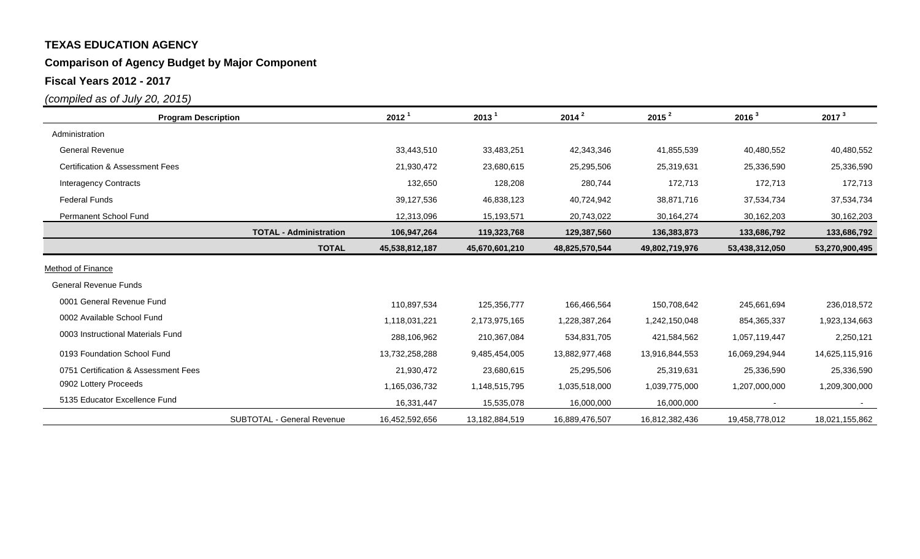**TEXAS EDUCATION AGENCY**

**Comparison of Agency Budget by Major Component**

**Fiscal Years 2012 - 2017**

*(compiled as of July 20, 2015)*

| Program Description | 2012 [1] | 2013 [1] | 2014 [2] | 2015 [2] | 2016 [3] | 2017 [3] |
|---|---|---|---|---|---|---|
| Administration | | | | | | |
| General Revenue | 33,443,510 | 33,483,251 | 42,343,346 | 41,855,539 | 40,480,552 | 40,480,552 |
| Certification & Assessment Fees | 21,930,472 | 23,680,615 | 25,295,506 | 25,319,631 | 25,336,590 | 25,336,590 |
| Interagency Contracts | 132,650 | 128,208 | 280,744 | 172,713 | 172,713 | 172,713 |
| Federal Funds | 39,127,536 | 46,838,123 | 40,724,942 | 38,871,716 | 37,534,734 | 37,534,734 |
| Permanent School Fund | 12,313,096 | 15,193,571 | 20,743,022 | 30,164,274 | 30,162,203 | 30,162,203 |
| **TOTAL - Administration** | **106,947,264** | **119,323,768** | **129,387,560** | **136,383,873** | **133,686,792** | **133,686,792** |
| **TOTAL** | **45,538,812,187** | **45,670,601,210** | **48,825,570,544** | **49,802,719,976** | **53,438,312,050** | **53,270,900,495** |
| Method of Finance | | | | | | |
| General Revenue Funds | | | | | | |
| 0001 General Revenue Fund | 110,897,534 | 125,356,777 | 166,466,564 | 150,708,642 | 245,661,694 | 236,018,572 |
| 0002 Available School Fund | 1,118,031,221 | 2,173,975,165 | 1,228,387,264 | 1,242,150,048 | 854,365,337 | 1,923,134,663 |
| 0003 Instructional Materials Fund | 288,106,962 | 210,367,084 | 534,831,705 | 421,584,562 | 1,057,119,447 | 2,250,121 |
| 0193 Foundation School Fund | 13,732,258,288 | 9,485,454,005 | 13,882,977,468 | 13,916,844,553 | 16,069,294,944 | 14,625,115,916 |
| 0751 Certification & Assessment Fees | 21,930,472 | 23,680,615 | 25,295,506 | 25,319,631 | 25,336,590 | 25,336,590 |
| 0902 Lottery Proceeds | 1,165,036,732 | 1,148,515,795 | 1,035,518,000 | 1,039,775,000 | 1,207,000,000 | 1,209,300,000 |
| 5135 Educator Excellence Fund | 16,331,447 | 15,535,078 | 16,000,000 | 16,000,000 | - | - |
| SUBTOTAL - General Revenue | 16,452,592,656 | 13,182,884,519 | 16,889,476,507 | 16,812,382,436 | 19,458,778,012 | 18,021,155,862 |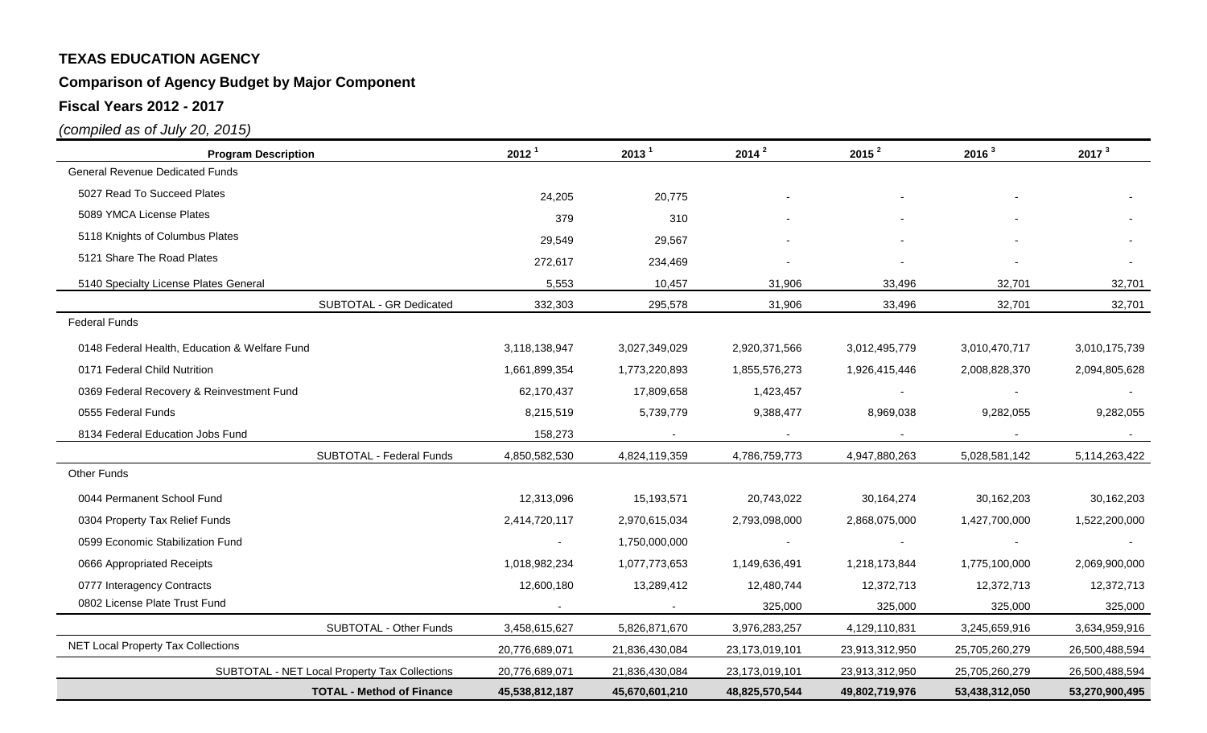**TEXAS EDUCATION AGENCY**

**Comparison of Agency Budget by Major Component**

**Fiscal Years 2012 - 2017**

*(compiled as of July 20, 2015)*

| Program Description | 2012 [1] | 2013 [1] | 2014 [2] | 2015 [2] | 2016 [3] | 2017 [3] |
|---|---|---|---|---|---|---|
| General Revenue Dedicated Funds | | | | | | |
| 5027 Read To Succeed Plates | 24,205 | 20,775 | - | - | - | - |
| 5089 YMCA License Plates | 379 | 310 | - | - | - | - |
| 5118 Knights of Columbus Plates | 29,549 | 29,567 | - | - | - | - |
| 5121 Share The Road Plates | 272,617 | 234,469 | - | - | - | - |
| 5140 Specialty License Plates General | 5,553 | 10,457 | 31,906 | 33,496 | 32,701 | 32,701 |
| SUBTOTAL - GR Dedicated | 332,303 | 295,578 | 31,906 | 33,496 | 32,701 | 32,701 |
| Federal Funds | | | | | | |
| 0148 Federal Health, Education & Welfare Fund | 3,118,138,947 | 3,027,349,029 | 2,920,371,566 | 3,012,495,779 | 3,010,470,717 | 3,010,175,739 |
| 0171 Federal Child Nutrition | 1,661,899,354 | 1,773,220,893 | 1,855,576,273 | 1,926,415,446 | 2,008,828,370 | 2,094,805,628 |
| 0369 Federal Recovery & Reinvestment Fund | 62,170,437 | 17,809,658 | 1,423,457 | - | - | - |
| 0555 Federal Funds | 8,215,519 | 5,739,779 | 9,388,477 | 8,969,038 | 9,282,055 | 9,282,055 |
| 8134 Federal Education Jobs Fund | 158,273 | - | - | - | - | - |
| SUBTOTAL - Federal Funds | 4,850,582,530 | 4,824,119,359 | 4,786,759,773 | 4,947,880,263 | 5,028,581,142 | 5,114,263,422 |
| Other Funds | | | | | | |
| 0044 Permanent School Fund | 12,313,096 | 15,193,571 | 20,743,022 | 30,164,274 | 30,162,203 | 30,162,203 |
| 0304 Property Tax Relief Funds | 2,414,720,117 | 2,970,615,034 | 2,793,098,000 | 2,868,075,000 | 1,427,700,000 | 1,522,200,000 |
| 0599 Economic Stabilization Fund | - | 1,750,000,000 | - | - | - | - |
| 0666 Appropriated Receipts | 1,018,982,234 | 1,077,773,653 | 1,149,636,491 | 1,218,173,844 | 1,775,100,000 | 2,069,900,000 |
| 0777 Interagency Contracts | 12,600,180 | 13,289,412 | 12,480,744 | 12,372,713 | 12,372,713 | 12,372,713 |
| 0802 License Plate Trust Fund | - | - | 325,000 | 325,000 | 325,000 | 325,000 |
| SUBTOTAL - Other Funds | 3,458,615,627 | 5,826,871,670 | 3,976,283,257 | 4,129,110,831 | 3,245,659,916 | 3,634,959,916 |
| NET Local Property Tax Collections | 20,776,689,071 | 21,836,430,084 | 23,173,019,101 | 23,913,312,950 | 25,705,260,279 | 26,500,488,594 |
| SUBTOTAL - NET Local Property Tax Collections | 20,776,689,071 | 21,836,430,084 | 23,173,019,101 | 23,913,312,950 | 25,705,260,279 | 26,500,488,594 |
| **TOTAL - Method of Finance** | **45,538,812,187** | **45,670,601,210** | **48,825,570,544** | **49,802,719,976** | **53,438,312,050** | **53,270,900,495** |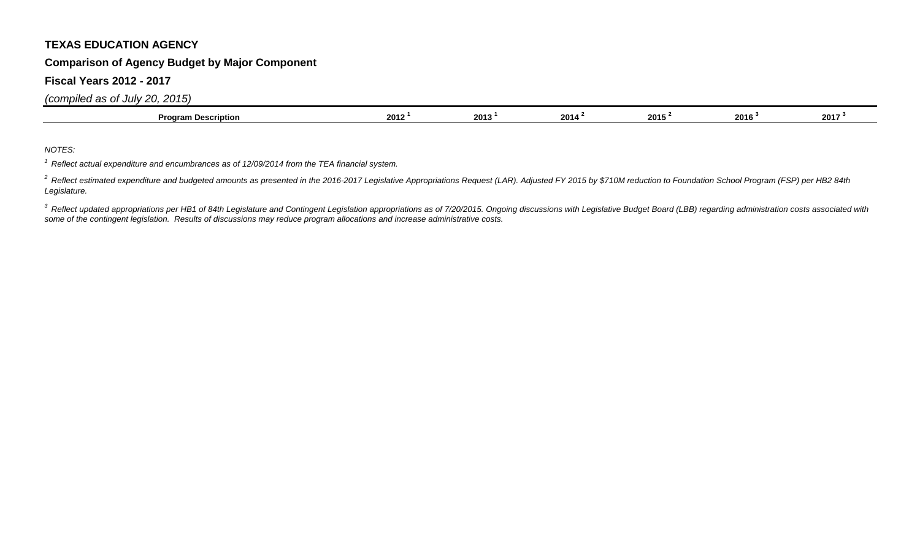**TEXAS EDUCATION AGENCY**

**Comparison of Agency Budget by Major Component**

**Fiscal Years 2012 - 2017**

*(compiled as of July 20, 2015)*

| Program Description | 2012 [1] | 2013 [1] | 2014 [2] | 2015 [2] | 2016 [3] | 2017 [3] |
|---|---|---|---|---|---|---|

*NOTES:*

*[1] Reflect actual expenditure and encumbrances as of 12/09/2014 from the TEA financial system.*

*[2] Reflect estimated expenditure and budgeted amounts as presented in the 2016-2017 Legislative Appropriations Request (LAR). Adjusted FY 2015 by $710M reduction to Foundation School Program (FSP) per HB2 84th Legislature.*

*[3] Reflect updated appropriations per HB1 of 84th Legislature and Contingent Legislation appropriations as of 7/20/2015. Ongoing discussions with Legislative Budget Board (LBB) regarding administration costs associated with some of the contingent legislation. Results of discussions may reduce program allocations and increase administrative costs.*